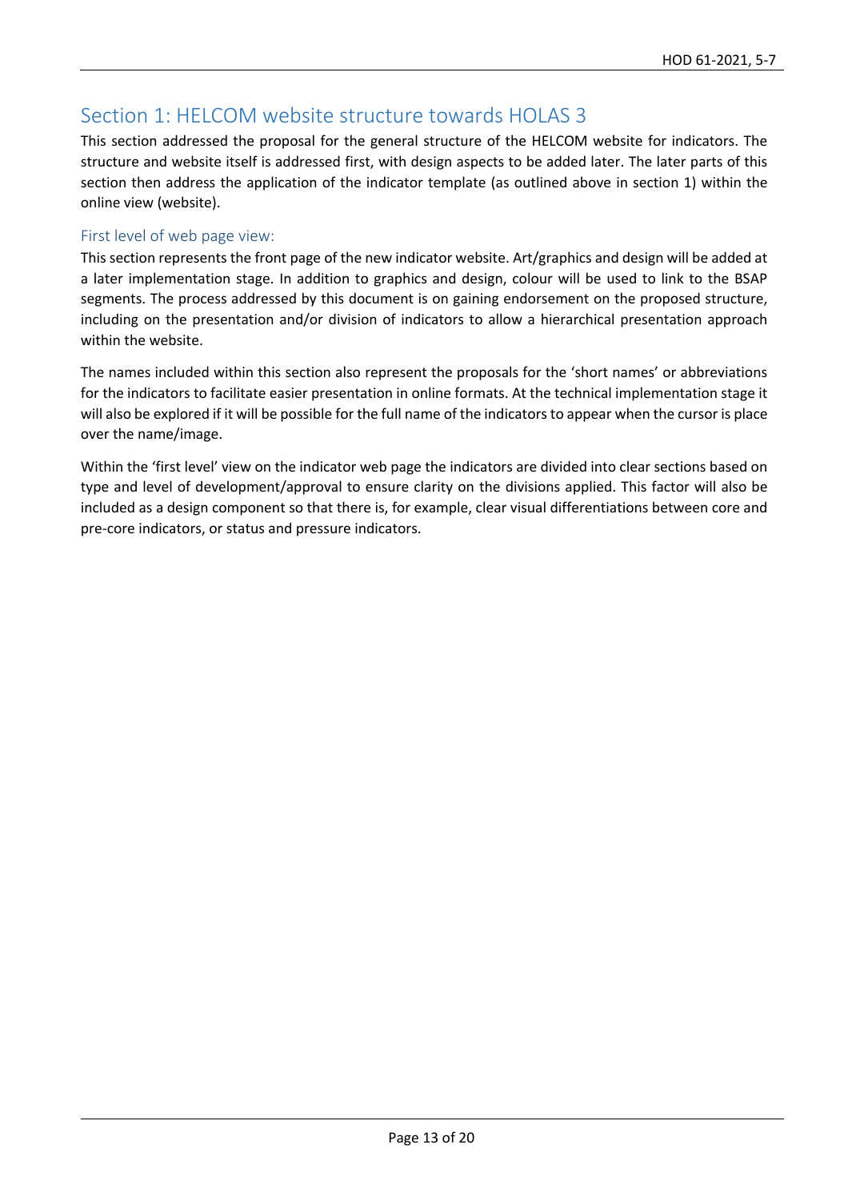## Section 1: HELCOM website structure towards HOLAS 3

This section addressed the proposal for the general structure of the HELCOM website for indicators. The structure and website itself is addressed first, with design aspects to be added later. The later parts of this section then address the application of the indicator template (as outlined above in section 1) within the online view (website).

### First level of web page view:

This section represents the front page of the new indicator website. Art/graphics and design will be added at a later implementation stage. In addition to graphics and design, colour will be used to link to the BSAP segments. The process addressed by this document is on gaining endorsement on the proposed structure, including on the presentation and/or division of indicators to allow a hierarchical presentation approach within the website.

The names included within this section also represent the proposals for the 'short names' or abbreviations for the indicators to facilitate easier presentation in online formats. At the technical implementation stage it will also be explored if it will be possible for the full name of the indicators to appear when the cursor is place over the name/image.

Within the 'first level' view on the indicator web page the indicators are divided into clear sections based on type and level of development/approval to ensure clarity on the divisions applied. This factor will also be included as a design component so that there is, for example, clear visual differentiations between core and pre-core indicators, or status and pressure indicators.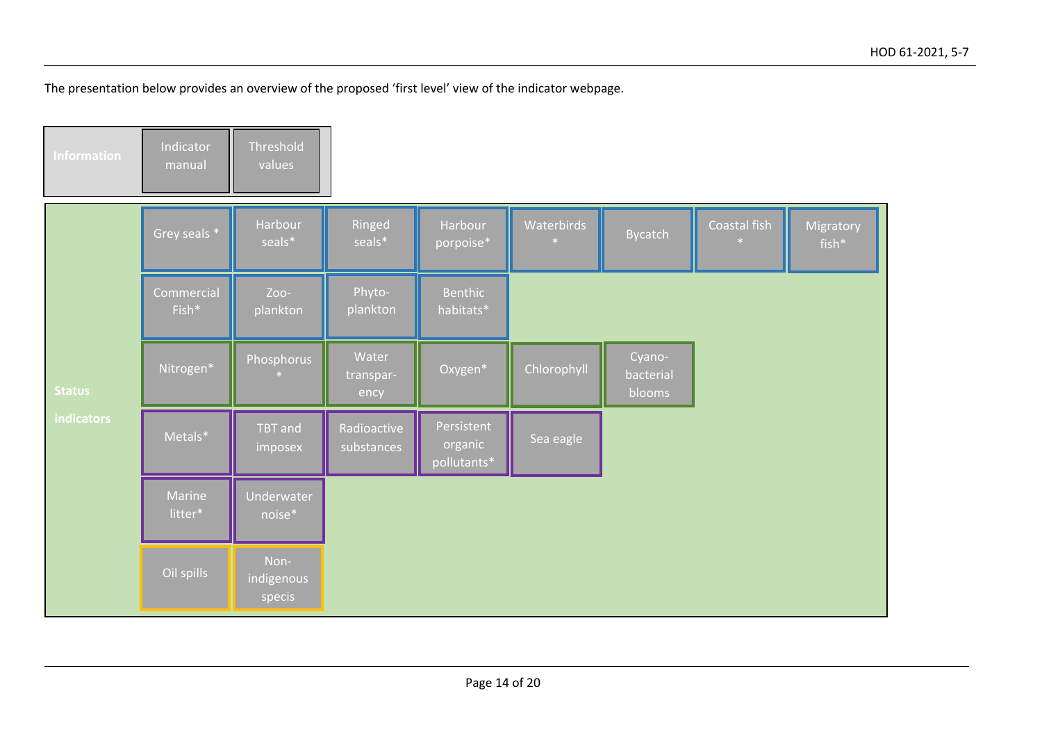The presentation below provides an overview of the proposed 'first level' view of the indicator webpage.

| Information | Indicator manual | Threshold values | | | | | | |
|---|---|---|---|---|---|---|---|---|
| Status indicators | Grey seals * | Harbour seals* | Ringed seals* | Harbour porpoise* | Waterbirds * | Bycatch | Coastal fish * | Migratory fish* |
| | Commercial Fish* | Zoo-plankton | Phyto-plankton | Benthic habitats* | | | | |
| | Nitrogen* | Phosphorus * | Water transpar-ency | Oxygen* | Chlorophyll | Cyano-bacterial blooms | | |
| | Metals* | TBT and imposex | Radioactive substances | Persistent organic pollutants* | Sea eagle | | | |
| | Marine litter* | Underwater noise* | | | | | | |
| | Oil spills | Non-indigenous specis | | | | | | |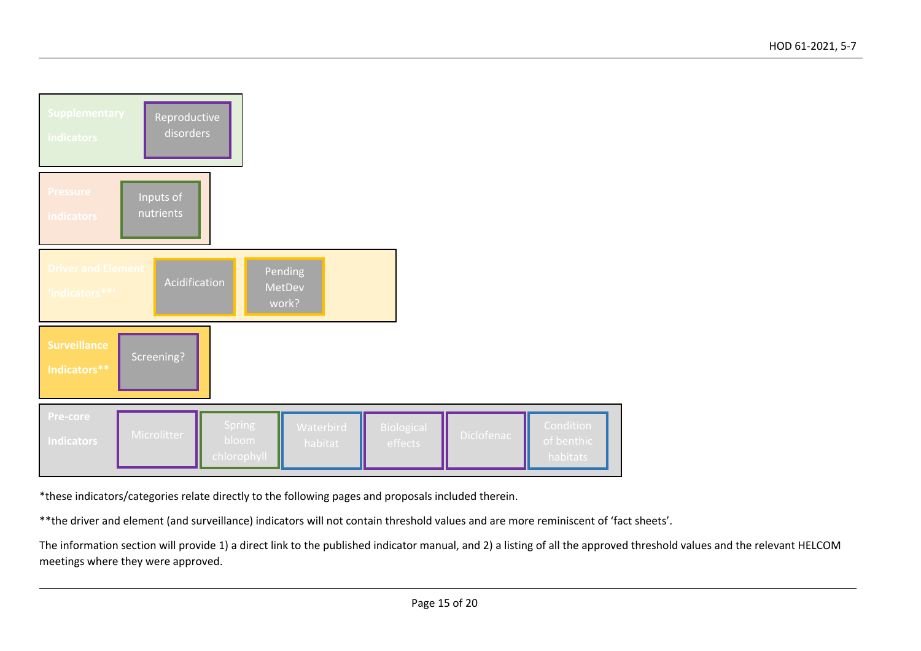| Category | Indicators | | | | | |
|---|---|---|---|---|---|---|
| Supplementary indicators | Reproductive disorders | | | | | |
| Pressure indicators | Inputs of nutrients | | | | | |
| Driver and Element 'indicators**' | Acidification | Pending MetDev work? | | | | |
| Surveillance Indicators** | Screening? | | | | | |
| Pre-core Indicators | Microlitter | Spring bloom chlorophyll | Waterbird habitat | Biological effects | Diclofenac | Condition of benthic habitats |

*these indicators/categories relate directly to the following pages and proposals included therein.

**the driver and element (and surveillance) indicators will not contain threshold values and are more reminiscent of 'fact sheets'.

The information section will provide 1) a direct link to the published indicator manual, and 2) a listing of all the approved threshold values and the relevant HELCOM meetings where they were approved.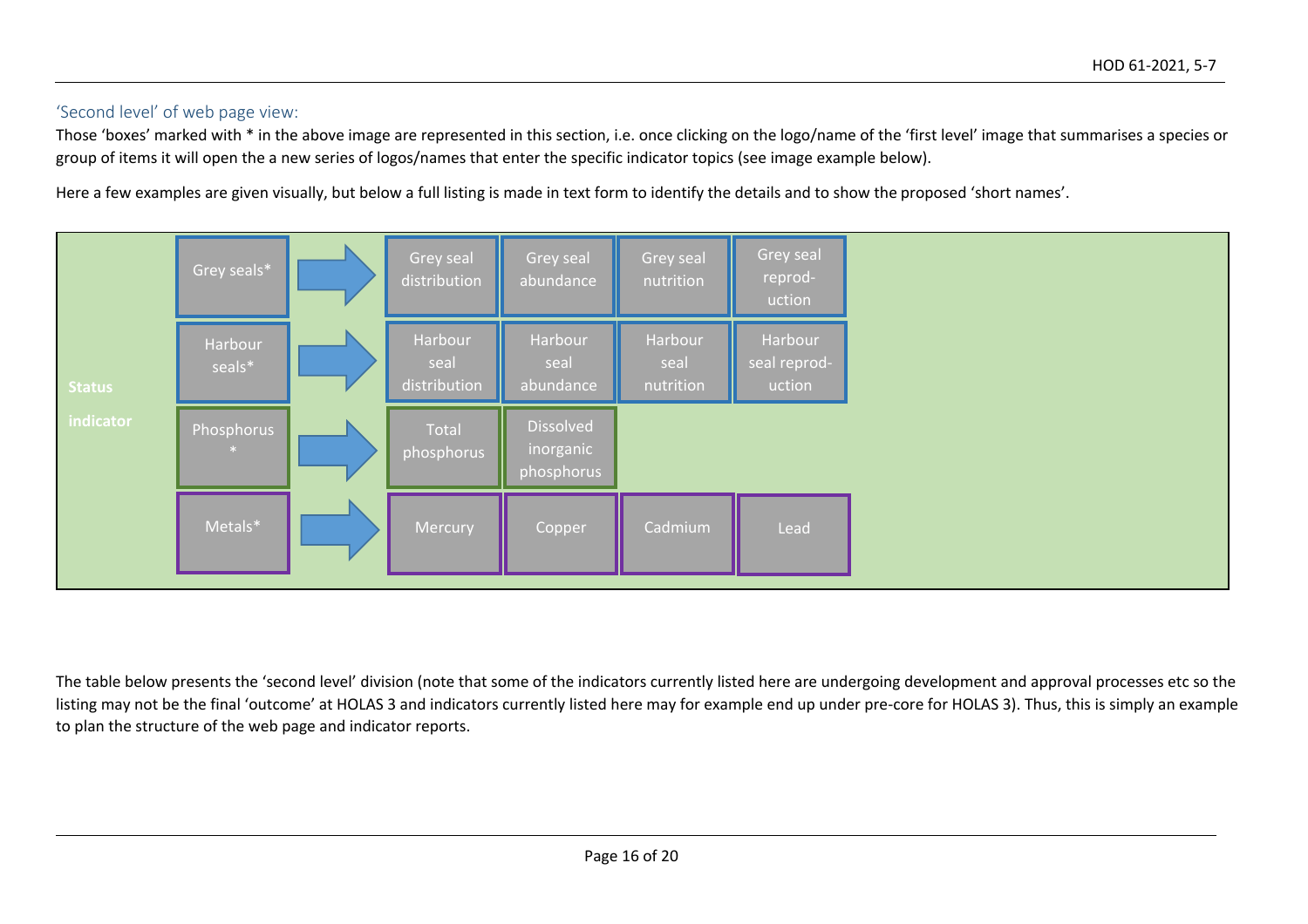### 'Second level' of web page view:

Those 'boxes' marked with * in the above image are represented in this section, i.e. once clicking on the logo/name of the 'first level' image that summarises a species or group of items it will open the a new series of logos/names that enter the specific indicator topics (see image example below).

Here a few examples are given visually, but below a full listing is made in text form to identify the details and to show the proposed 'short names'.

| Status indicator | First level | | Second level | | | |
|---|---|---|---|---|---|---|
| | Grey seals* | → | Grey seal distribution | Grey seal abundance | Grey seal nutrition | Grey seal reprod-uction |
| | Harbour seals* | → | Harbour seal distribution | Harbour seal abundance | Harbour seal nutrition | Harbour seal reprod-uction |
| | Phosphorus * | → | Total phosphorus | Dissolved inorganic phosphorus | | |
| | Metals* | → | Mercury | Copper | Cadmium | Lead |

The table below presents the 'second level' division (note that some of the indicators currently listed here are undergoing development and approval processes etc so the listing may not be the final 'outcome' at HOLAS 3 and indicators currently listed here may for example end up under pre-core for HOLAS 3). Thus, this is simply an example to plan the structure of the web page and indicator reports.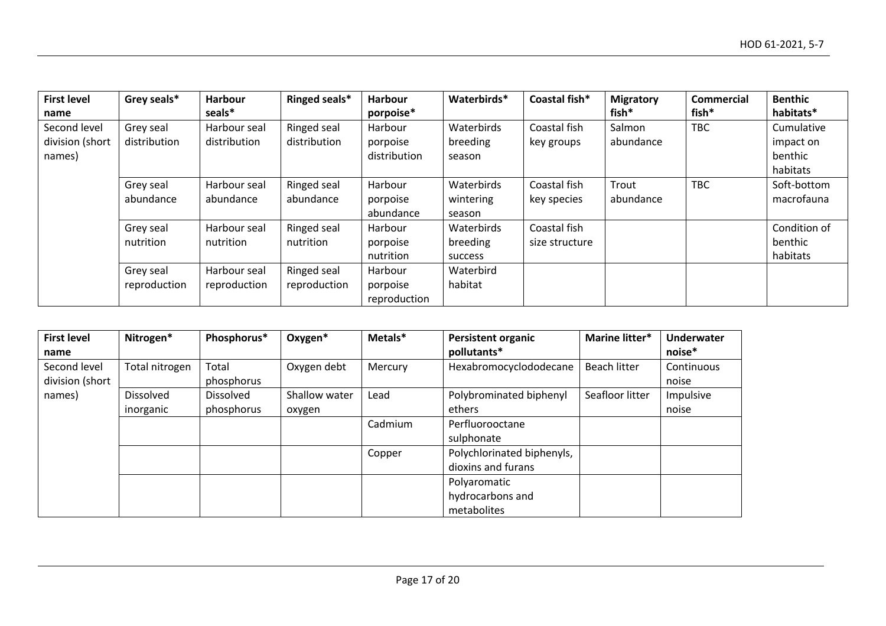| First level name | Grey seals* | Harbour seals* | Ringed seals* | Harbour porpoise* | Waterbirds* | Coastal fish* | Migratory fish* | Commercial fish* | Benthic habitats* |
|---|---|---|---|---|---|---|---|---|---|
| Second level division (short names) | Grey seal distribution | Harbour seal distribution | Ringed seal distribution | Harbour porpoise distribution | Waterbirds breeding season | Coastal fish key groups | Salmon abundance | TBC | Cumulative impact on benthic habitats |
| | Grey seal abundance | Harbour seal abundance | Ringed seal abundance | Harbour porpoise abundance | Waterbirds wintering season | Coastal fish key species | Trout abundance | TBC | Soft-bottom macrofauna |
| | Grey seal nutrition | Harbour seal nutrition | Ringed seal nutrition | Harbour porpoise nutrition | Waterbirds breeding success | Coastal fish size structure | | | Condition of benthic habitats |
| | Grey seal reproduction | Harbour seal reproduction | Ringed seal reproduction | Harbour porpoise reproduction | Waterbird habitat | | | | |

| First level name | Nitrogen* | Phosphorus* | Oxygen* | Metals* | Persistent organic pollutants* | Marine litter* | Underwater noise* |
|---|---|---|---|---|---|---|---|
| Second level division (short names) | Total nitrogen | Total phosphorus | Oxygen debt | Mercury | Hexabromocyclododecane | Beach litter | Continuous noise |
| | Dissolved inorganic | Dissolved phosphorus | Shallow water oxygen | Lead | Polybrominated biphenyl ethers | Seafloor litter | Impulsive noise |
| | | | | Cadmium | Perfluorooctane sulphonate | | |
| | | | | Copper | Polychlorinated biphenyls, dioxins and furans | | |
| | | | | | Polyaromatic hydrocarbons and metabolites | | |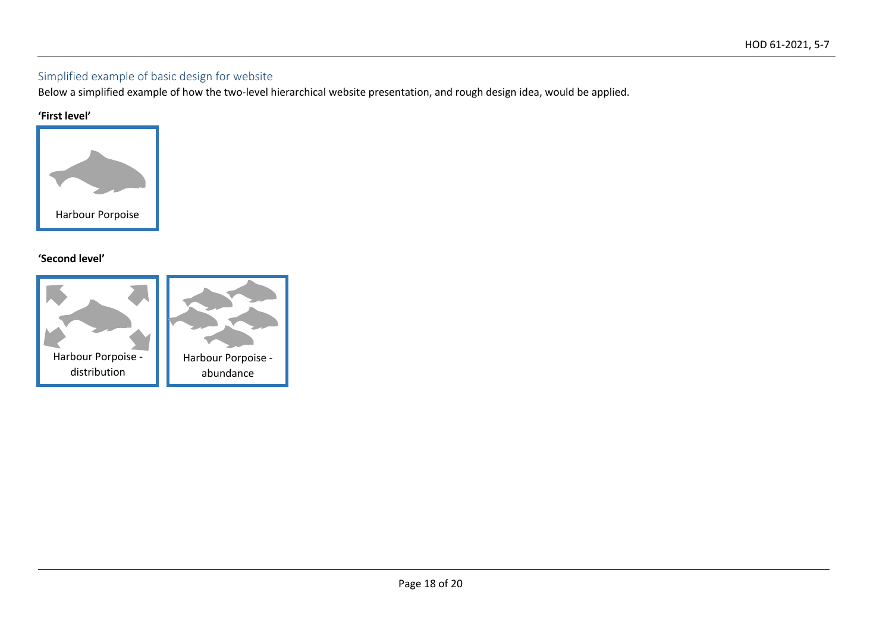## Simplified example of basic design for website

Below a simplified example of how the two-level hierarchical website presentation, and rough design idea, would be applied.

**'First level'**

Harbour Porpoise

**'Second level'**

Harbour Porpoise - distribution

Harbour Porpoise - abundance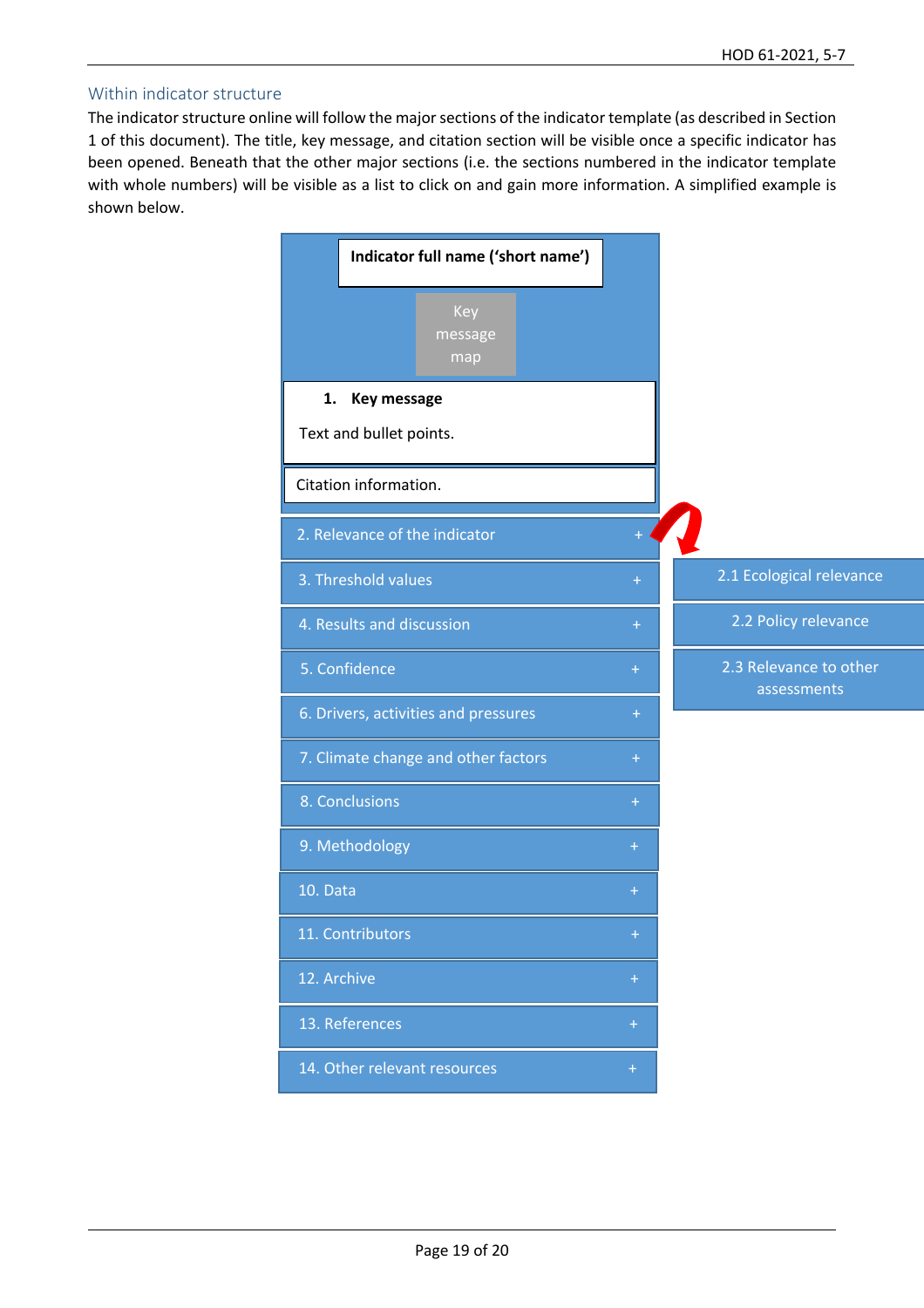## Within indicator structure

The indicator structure online will follow the major sections of the indicator template (as described in Section 1 of this document). The title, key message, and citation section will be visible once a specific indicator has been opened. Beneath that the other major sections (i.e. the sections numbered in the indicator template with whole numbers) will be visible as a list to click on and gain more information. A simplified example is shown below.

**Indicator full name ('short name')**

Key message map

**1. Key message**

Text and bullet points.

Citation information.

- 2. Relevance of the indicator +
  - 2.1 Ecological relevance
  - 2.2 Policy relevance
  - 2.3 Relevance to other assessments
- 3. Threshold values +
- 4. Results and discussion +
- 5. Confidence +
- 6. Drivers, activities and pressures +
- 7. Climate change and other factors +
- 8. Conclusions +
- 9. Methodology +
- 10. Data +
- 11. Contributors +
- 12. Archive +
- 13. References +
- 14. Other relevant resources +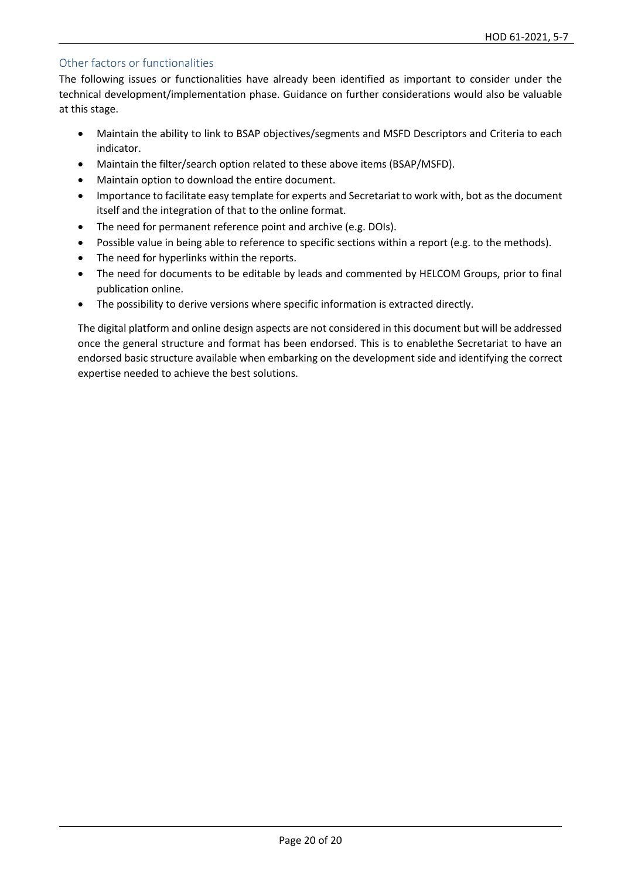### Other factors or functionalities

The following issues or functionalities have already been identified as important to consider under the technical development/implementation phase. Guidance on further considerations would also be valuable at this stage.

- Maintain the ability to link to BSAP objectives/segments and MSFD Descriptors and Criteria to each indicator.
- Maintain the filter/search option related to these above items (BSAP/MSFD).
- Maintain option to download the entire document.
- Importance to facilitate easy template for experts and Secretariat to work with, bot as the document itself and the integration of that to the online format.
- The need for permanent reference point and archive (e.g. DOIs).
- Possible value in being able to reference to specific sections within a report (e.g. to the methods).
- The need for hyperlinks within the reports.
- The need for documents to be editable by leads and commented by HELCOM Groups, prior to final publication online.
- The possibility to derive versions where specific information is extracted directly.

The digital platform and online design aspects are not considered in this document but will be addressed once the general structure and format has been endorsed. This is to enablethe Secretariat to have an endorsed basic structure available when embarking on the development side and identifying the correct expertise needed to achieve the best solutions.